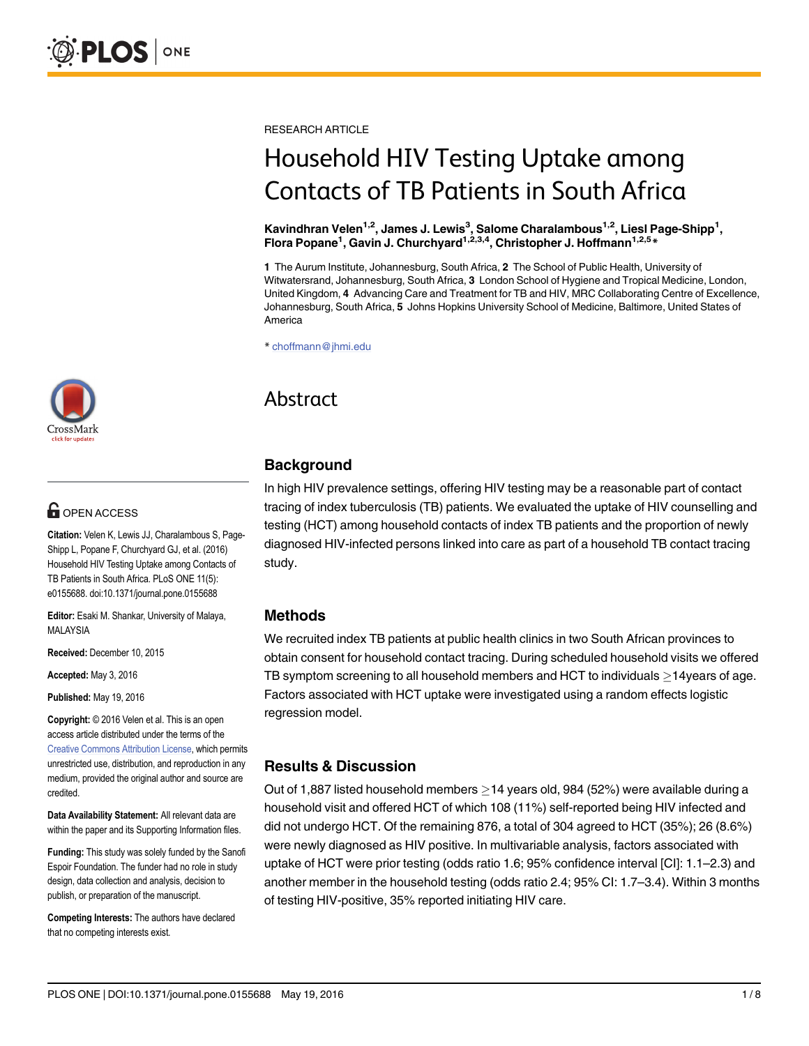RESEARCH ARTICLE

# Household HIV Testing Uptake among Contacts of TB Patients in South Africa

**Kavindhran Velen[1,2], James J. Lewis[3], Salome Charalambous[1,2], Liesl Page-Shipp[1], Flora Popane[1], Gavin J. Churchyard[1,2,3,4], Christopher J. Hoffmann[1,2,5]***

**1** The Aurum Institute, Johannesburg, South Africa, **2** The School of Public Health, University of Witwatersrand, Johannesburg, South Africa, **3** London School of Hygiene and Tropical Medicine, London, United Kingdom, **4** Advancing Care and Treatment for TB and HIV, MRC Collaborating Centre of Excellence, Johannesburg, South Africa, **5** Johns Hopkins University School of Medicine, Baltimore, United States of America

* choffmann@jhmi.edu

OPEN ACCESS

**Citation:** Velen K, Lewis JJ, Charalambous S, Page-Shipp L, Popane F, Churchyard GJ, et al. (2016) Household HIV Testing Uptake among Contacts of TB Patients in South Africa. PLoS ONE 11(5): e0155688. doi:10.1371/journal.pone.0155688

**Editor:** Esaki M. Shankar, University of Malaya, MALAYSIA

**Received:** December 10, 2015

**Accepted:** May 3, 2016

**Published:** May 19, 2016

**Copyright:** © 2016 Velen et al. This is an open access article distributed under the terms of the Creative Commons Attribution License, which permits unrestricted use, distribution, and reproduction in any medium, provided the original author and source are credited.

**Data Availability Statement:** All relevant data are within the paper and its Supporting Information files.

**Funding:** This study was solely funded by the Sanofi Espoir Foundation. The funder had no role in study design, data collection and analysis, decision to publish, or preparation of the manuscript.

**Competing Interests:** The authors have declared that no competing interests exist.

## Abstract

### Background

In high HIV prevalence settings, offering HIV testing may be a reasonable part of contact tracing of index tuberculosis (TB) patients. We evaluated the uptake of HIV counselling and testing (HCT) among household contacts of index TB patients and the proportion of newly diagnosed HIV-infected persons linked into care as part of a household TB contact tracing study.

### Methods

We recruited index TB patients at public health clinics in two South African provinces to obtain consent for household contact tracing. During scheduled household visits we offered TB symptom screening to all household members and HCT to individuals $\geq$14years of age. Factors associated with HCT uptake were investigated using a random effects logistic regression model.

### Results & Discussion

Out of 1,887 listed household members $\geq$14 years old, 984 (52%) were available during a household visit and offered HCT of which 108 (11%) self-reported being HIV infected and did not undergo HCT. Of the remaining 876, a total of 304 agreed to HCT (35%); 26 (8.6%) were newly diagnosed as HIV positive. In multivariable analysis, factors associated with uptake of HCT were prior testing (odds ratio 1.6; 95% confidence interval [CI]: 1.1–2.3) and another member in the household testing (odds ratio 2.4; 95% CI: 1.7–3.4). Within 3 months of testing HIV-positive, 35% reported initiating HIV care.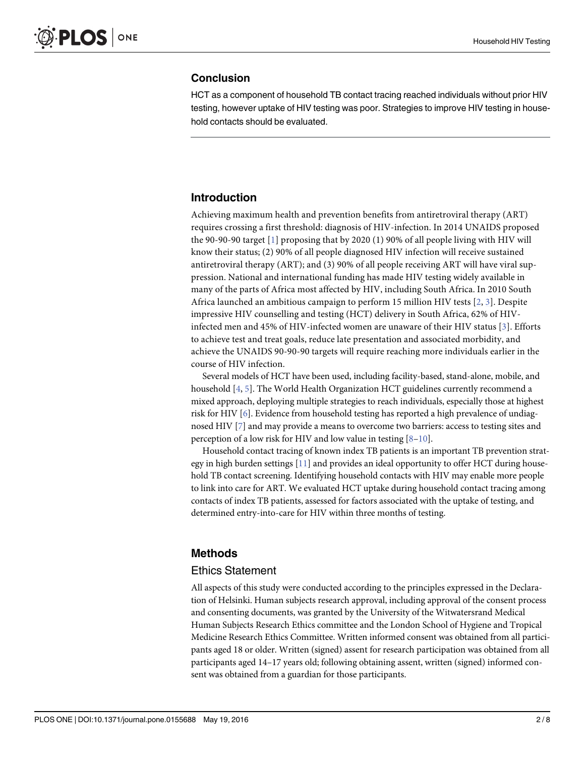## Conclusion

HCT as a component of household TB contact tracing reached individuals without prior HIV testing, however uptake of HIV testing was poor. Strategies to improve HIV testing in household contacts should be evaluated.

## Introduction

Achieving maximum health and prevention benefits from antiretroviral therapy (ART) requires crossing a first threshold: diagnosis of HIV-infection. In 2014 UNAIDS proposed the 90-90-90 target [1] proposing that by 2020 (1) 90% of all people living with HIV will know their status; (2) 90% of all people diagnosed HIV infection will receive sustained antiretroviral therapy (ART); and (3) 90% of all people receiving ART will have viral suppression. National and international funding has made HIV testing widely available in many of the parts of Africa most affected by HIV, including South Africa. In 2010 South Africa launched an ambitious campaign to perform 15 million HIV tests [2, 3]. Despite impressive HIV counselling and testing (HCT) delivery in South Africa, 62% of HIV-infected men and 45% of HIV-infected women are unaware of their HIV status [3]. Efforts to achieve test and treat goals, reduce late presentation and associated morbidity, and achieve the UNAIDS 90-90-90 targets will require reaching more individuals earlier in the course of HIV infection.

Several models of HCT have been used, including facility-based, stand-alone, mobile, and household [4, 5]. The World Health Organization HCT guidelines currently recommend a mixed approach, deploying multiple strategies to reach individuals, especially those at highest risk for HIV [6]. Evidence from household testing has reported a high prevalence of undiagnosed HIV [7] and may provide a means to overcome two barriers: access to testing sites and perception of a low risk for HIV and low value in testing [8–10].

Household contact tracing of known index TB patients is an important TB prevention strategy in high burden settings [11] and provides an ideal opportunity to offer HCT during household TB contact screening. Identifying household contacts with HIV may enable more people to link into care for ART. We evaluated HCT uptake during household contact tracing among contacts of index TB patients, assessed for factors associated with the uptake of testing, and determined entry-into-care for HIV within three months of testing.

## Methods

### Ethics Statement

All aspects of this study were conducted according to the principles expressed in the Declaration of Helsinki. Human subjects research approval, including approval of the consent process and consenting documents, was granted by the University of the Witwatersrand Medical Human Subjects Research Ethics committee and the London School of Hygiene and Tropical Medicine Research Ethics Committee. Written informed consent was obtained from all participants aged 18 or older. Written (signed) assent for research participation was obtained from all participants aged 14–17 years old; following obtaining assent, written (signed) informed consent was obtained from a guardian for those participants.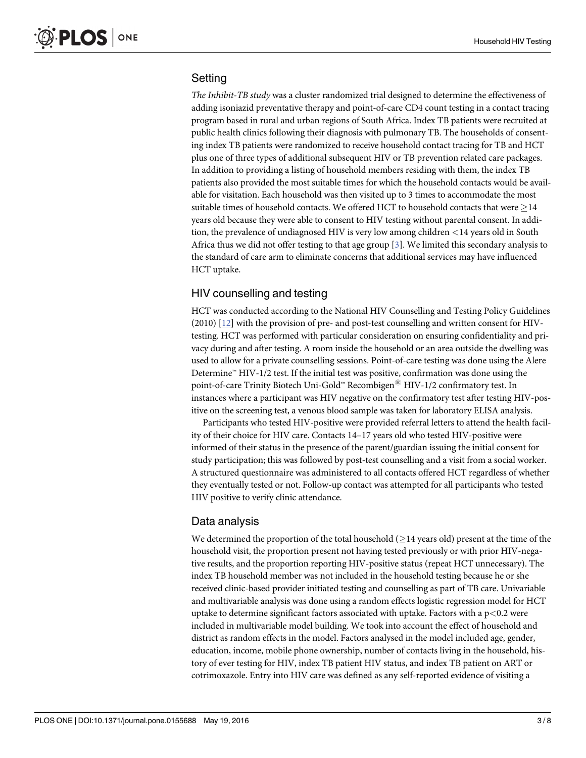## Setting

*The Inhibit-TB study* was a cluster randomized trial designed to determine the effectiveness of adding isoniazid preventative therapy and point-of-care CD4 count testing in a contact tracing program based in rural and urban regions of South Africa. Index TB patients were recruited at public health clinics following their diagnosis with pulmonary TB. The households of consenting index TB patients were randomized to receive household contact tracing for TB and HCT plus one of three types of additional subsequent HIV or TB prevention related care packages. In addition to providing a listing of household members residing with them, the index TB patients also provided the most suitable times for which the household contacts would be available for visitation. Each household was then visited up to 3 times to accommodate the most suitable times of household contacts. We offered HCT to household contacts that were $\geq$14 years old because they were able to consent to HIV testing without parental consent. In addition, the prevalence of undiagnosed HIV is very low among children <14 years old in South Africa thus we did not offer testing to that age group [3]. We limited this secondary analysis to the standard of care arm to eliminate concerns that additional services may have influenced HCT uptake.

## HIV counselling and testing

HCT was conducted according to the National HIV Counselling and Testing Policy Guidelines (2010) [12] with the provision of pre- and post-test counselling and written consent for HIV-testing. HCT was performed with particular consideration on ensuring confidentiality and privacy during and after testing. A room inside the household or an area outside the dwelling was used to allow for a private counselling sessions. Point-of-care testing was done using the Alere Determine™ HIV-1/2 test. If the initial test was positive, confirmation was done using the point-of-care Trinity Biotech Uni-Gold™ Recombigen® HIV-1/2 confirmatory test. In instances where a participant was HIV negative on the confirmatory test after testing HIV-positive on the screening test, a venous blood sample was taken for laboratory ELISA analysis.

Participants who tested HIV-positive were provided referral letters to attend the health facility of their choice for HIV care. Contacts 14–17 years old who tested HIV-positive were informed of their status in the presence of the parent/guardian issuing the initial consent for study participation; this was followed by post-test counselling and a visit from a social worker. A structured questionnaire was administered to all contacts offered HCT regardless of whether they eventually tested or not. Follow-up contact was attempted for all participants who tested HIV positive to verify clinic attendance.

## Data analysis

We determined the proportion of the total household ($\geq$14 years old) present at the time of the household visit, the proportion present not having tested previously or with prior HIV-negative results, and the proportion reporting HIV-positive status (repeat HCT unnecessary). The index TB household member was not included in the household testing because he or she received clinic-based provider initiated testing and counselling as part of TB care. Univariable and multivariable analysis was done using a random effects logistic regression model for HCT uptake to determine significant factors associated with uptake. Factors with a $p<0.2$ were included in multivariable model building. We took into account the effect of household and district as random effects in the model. Factors analysed in the model included age, gender, education, income, mobile phone ownership, number of contacts living in the household, history of ever testing for HIV, index TB patient HIV status, and index TB patient on ART or cotrimoxazole. Entry into HIV care was defined as any self-reported evidence of visiting a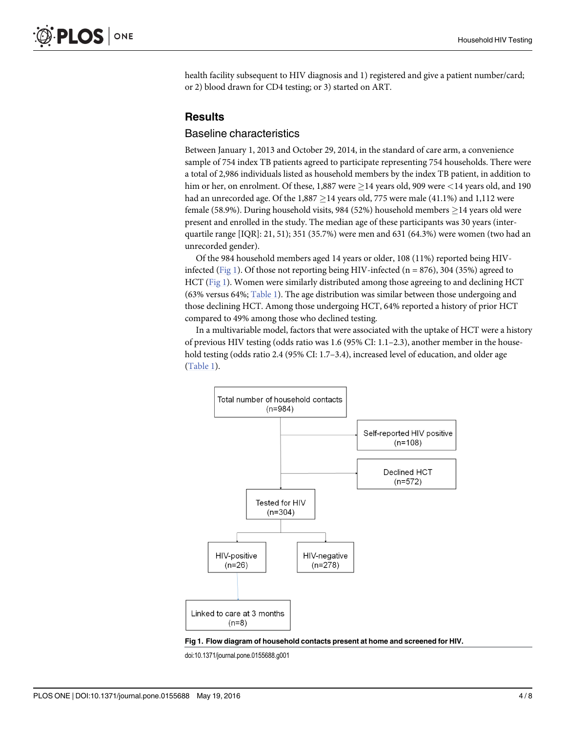health facility subsequent to HIV diagnosis and 1) registered and give a patient number/card; or 2) blood drawn for CD4 testing; or 3) started on ART.

## Results

### Baseline characteristics

Between January 1, 2013 and October 29, 2014, in the standard of care arm, a convenience sample of 754 index TB patients agreed to participate representing 754 households. There were a total of 2,986 individuals listed as household members by the index TB patient, in addition to him or her, on enrolment. Of these, 1,887 were ≥14 years old, 909 were <14 years old, and 190 had an unrecorded age. Of the 1,887 ≥14 years old, 775 were male (41.1%) and 1,112 were female (58.9%). During household visits, 984 (52%) household members ≥14 years old were present and enrolled in the study. The median age of these participants was 30 years (inter-quartile range [IQR]: 21, 51); 351 (35.7%) were men and 631 (64.3%) were women (two had an unrecorded gender).

Of the 984 household members aged 14 years or older, 108 (11%) reported being HIV-infected (Fig 1). Of those not reporting being HIV-infected (n = 876), 304 (35%) agreed to HCT (Fig 1). Women were similarly distributed among those agreeing to and declining HCT (63% versus 64%; Table 1). The age distribution was similar between those undergoing and those declining HCT. Among those undergoing HCT, 64% reported a history of prior HCT compared to 49% among those who declined testing.

In a multivariable model, factors that were associated with the uptake of HCT were a history of previous HIV testing (odds ratio was 1.6 (95% CI: 1.1–2.3), another member in the household testing (odds ratio 2.4 (95% CI: 1.7–3.4), increased level of education, and older age (Table 1).

Total number of household contacts (n=984)

Self-reported HIV positive (n=108)

Declined HCT (n=572)

Tested for HIV (n=304)

HIV-positive (n=26)

HIV-negative (n=278)

Linked to care at 3 months (n=8)

**Fig 1. Flow diagram of household contacts present at home and screened for HIV.**

doi:10.1371/journal.pone.0155688.g001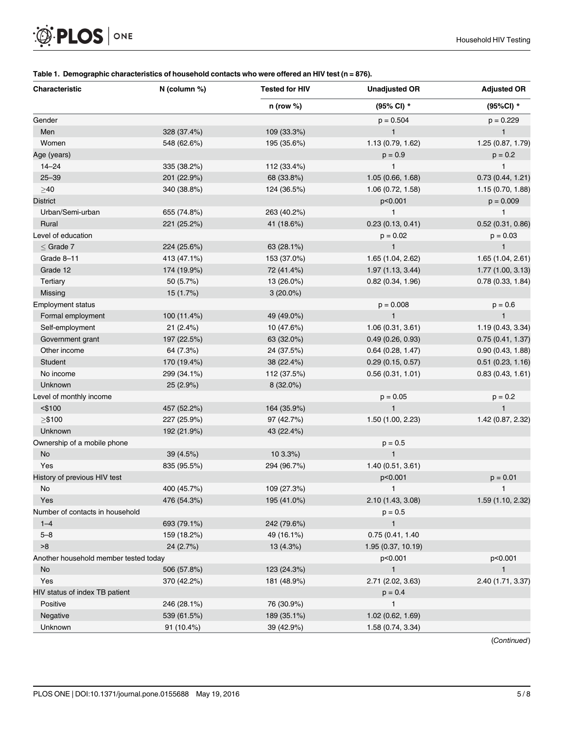**Table 1. Demographic characteristics of household contacts who were offered an HIV test (n = 876).**

| Characteristic | N (column %) | Tested for HIV | Unadjusted OR | Adjusted OR |
|---|---|---|---|---|
| | | n (row %) | (95% CI) * | (95%CI) * |
| Gender | | | p = 0.504 | p = 0.229 |
| Men | 328 (37.4%) | 109 (33.3%) | 1 | 1 |
| Women | 548 (62.6%) | 195 (35.6%) | 1.13 (0.79, 1.62) | 1.25 (0.87, 1.79) |
| Age (years) | | | p = 0.9 | p = 0.2 |
| 14–24 | 335 (38.2%) | 112 (33.4%) | 1 | 1 |
| 25–39 | 201 (22.9%) | 68 (33.8%) | 1.05 (0.66, 1.68) | 0.73 (0.44, 1.21) |
| ≥40 | 340 (38.8%) | 124 (36.5%) | 1.06 (0.72, 1.58) | 1.15 (0.70, 1.88) |
| District | | | p<0.001 | p = 0.009 |
| Urban/Semi-urban | 655 (74.8%) | 263 (40.2%) | 1 | 1 |
| Rural | 221 (25.2%) | 41 (18.6%) | 0.23 (0.13, 0.41) | 0.52 (0.31, 0.86) |
| Level of education | | | p = 0.02 | p = 0.03 |
| ≤ Grade 7 | 224 (25.6%) | 63 (28.1%) | 1 | 1 |
| Grade 8–11 | 413 (47.1%) | 153 (37.0%) | 1.65 (1.04, 2.62) | 1.65 (1.04, 2.61) |
| Grade 12 | 174 (19.9%) | 72 (41.4%) | 1.97 (1.13, 3.44) | 1.77 (1.00, 3.13) |
| Tertiary | 50 (5.7%) | 13 (26.0%) | 0.82 (0.34, 1.96) | 0.78 (0.33, 1.84) |
| Missing | 15 (1.7%) | 3 (20.0%) | | |
| Employment status | | | p = 0.008 | p = 0.6 |
| Formal employment | 100 (11.4%) | 49 (49.0%) | 1 | 1 |
| Self-employment | 21 (2.4%) | 10 (47.6%) | 1.06 (0.31, 3.61) | 1.19 (0.43, 3.34) |
| Government grant | 197 (22.5%) | 63 (32.0%) | 0.49 (0.26, 0.93) | 0.75 (0.41, 1.37) |
| Other income | 64 (7.3%) | 24 (37.5%) | 0.64 (0.28, 1.47) | 0.90 (0.43, 1.88) |
| Student | 170 (19.4%) | 38 (22.4%) | 0.29 (0.15, 0.57) | 0.51 (0.23, 1.16) |
| No income | 299 (34.1%) | 112 (37.5%) | 0.56 (0.31, 1.01) | 0.83 (0.43, 1.61) |
| Unknown | 25 (2.9%) | 8 (32.0%) | | |
| Level of monthly income | | | p = 0.05 | p = 0.2 |
| <$100 | 457 (52.2%) | 164 (35.9%) | 1 | 1 |
| ≥$100 | 227 (25.9%) | 97 (42.7%) | 1.50 (1.00, 2.23) | 1.42 (0.87, 2.32) |
| Unknown | 192 (21.9%) | 43 (22.4%) | | |
| Ownership of a mobile phone | | | p = 0.5 | |
| No | 39 (4.5%) | 10 3.3%) | 1 | |
| Yes | 835 (95.5%) | 294 (96.7%) | 1.40 (0.51, 3.61) | |
| History of previous HIV test | | | p<0.001 | p = 0.01 |
| No | 400 (45.7%) | 109 (27.3%) | 1 | 1 |
| Yes | 476 (54.3%) | 195 (41.0%) | 2.10 (1.43, 3.08) | 1.59 (1.10, 2.32) |
| Number of contacts in household | | | p = 0.5 | |
| 1–4 | 693 (79.1%) | 242 (79.6%) | 1 | |
| 5–8 | 159 (18.2%) | 49 (16.1%) | 0.75 (0.41, 1.40 | |
| >8 | 24 (2.7%) | 13 (4.3%) | 1.95 (0.37, 10.19) | |
| Another household member tested today | | | p<0.001 | p<0.001 |
| No | 506 (57.8%) | 123 (24.3%) | 1 | 1 |
| Yes | 370 (42.2%) | 181 (48.9%) | 2.71 (2.02, 3.63) | 2.40 (1.71, 3.37) |
| HIV status of index TB patient | | | p = 0.4 | |
| Positive | 246 (28.1%) | 76 (30.9%) | 1 | |
| Negative | 539 (61.5%) | 189 (35.1%) | 1.02 (0.62, 1.69) | |
| Unknown | 91 (10.4%) | 39 (42.9%) | 1.58 (0.74, 3.34) | |

(*Continued*)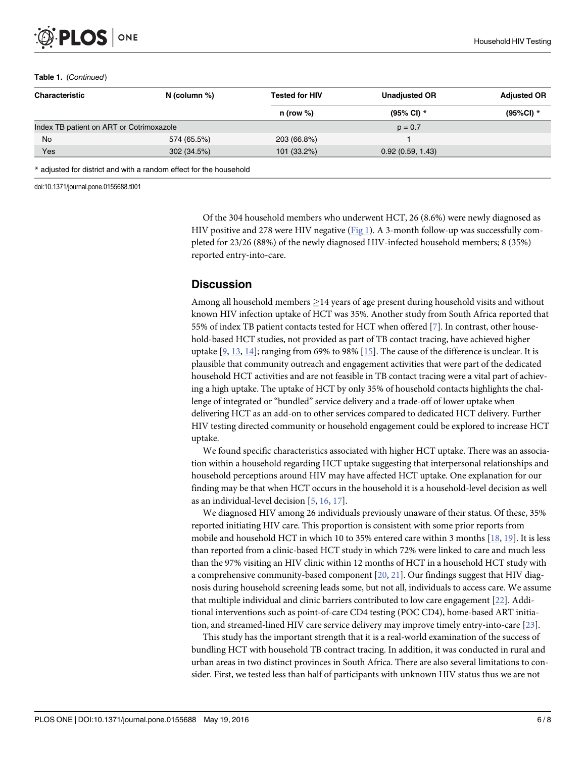**Table 1.** (*Continued*)

| Characteristic | N (column %) | Tested for HIV | Unadjusted OR | Adjusted OR |
|---|---|---|---|---|
| | | n (row %) | (95% CI) * | (95%CI) * |
| Index TB patient on ART or Cotrimoxazole | | | p = 0.7 | |
| No | 574 (65.5%) | 203 (66.8%) | 1 | |
| Yes | 302 (34.5%) | 101 (33.2%) | 0.92 (0.59, 1.43) | |

* adjusted for district and with a random effect for the household

doi:10.1371/journal.pone.0155688.t001

Of the 304 household members who underwent HCT, 26 (8.6%) were newly diagnosed as HIV positive and 278 were HIV negative (Fig 1). A 3-month follow-up was successfully completed for 23/26 (88%) of the newly diagnosed HIV-infected household members; 8 (35%) reported entry-into-care.

## Discussion

Among all household members ≥14 years of age present during household visits and without known HIV infection uptake of HCT was 35%. Another study from South Africa reported that 55% of index TB patient contacts tested for HCT when offered [7]. In contrast, other household-based HCT studies, not provided as part of TB contact tracing, have achieved higher uptake [9, 13, 14]; ranging from 69% to 98% [15]. The cause of the difference is unclear. It is plausible that community outreach and engagement activities that were part of the dedicated household HCT activities and are not feasible in TB contact tracing were a vital part of achieving a high uptake. The uptake of HCT by only 35% of household contacts highlights the challenge of integrated or "bundled" service delivery and a trade-off of lower uptake when delivering HCT as an add-on to other services compared to dedicated HCT delivery. Further HIV testing directed community or household engagement could be explored to increase HCT uptake.

We found specific characteristics associated with higher HCT uptake. There was an association within a household regarding HCT uptake suggesting that interpersonal relationships and household perceptions around HIV may have affected HCT uptake. One explanation for our finding may be that when HCT occurs in the household it is a household-level decision as well as an individual-level decision [5, 16, 17].

We diagnosed HIV among 26 individuals previously unaware of their status. Of these, 35% reported initiating HIV care. This proportion is consistent with some prior reports from mobile and household HCT in which 10 to 35% entered care within 3 months [18, 19]. It is less than reported from a clinic-based HCT study in which 72% were linked to care and much less than the 97% visiting an HIV clinic within 12 months of HCT in a household HCT study with a comprehensive community-based component [20, 21]. Our findings suggest that HIV diagnosis during household screening leads some, but not all, individuals to access care. We assume that multiple individual and clinic barriers contributed to low care engagement [22]. Additional interventions such as point-of-care CD4 testing (POC CD4), home-based ART initiation, and streamed-lined HIV care service delivery may improve timely entry-into-care [23].

This study has the important strength that it is a real-world examination of the success of bundling HCT with household TB contract tracing. In addition, it was conducted in rural and urban areas in two distinct provinces in South Africa. There are also several limitations to consider. First, we tested less than half of participants with unknown HIV status thus we are not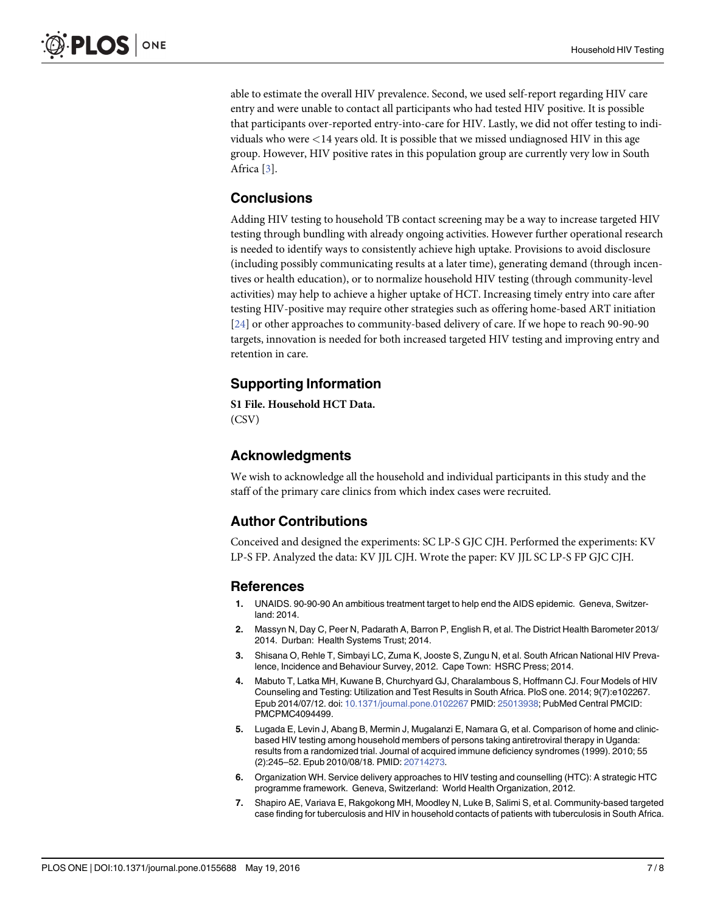able to estimate the overall HIV prevalence. Second, we used self-report regarding HIV care entry and were unable to contact all participants who had tested HIV positive. It is possible that participants over-reported entry-into-care for HIV. Lastly, we did not offer testing to individuals who were <14 years old. It is possible that we missed undiagnosed HIV in this age group. However, HIV positive rates in this population group are currently very low in South Africa [3].

## Conclusions

Adding HIV testing to household TB contact screening may be a way to increase targeted HIV testing through bundling with already ongoing activities. However further operational research is needed to identify ways to consistently achieve high uptake. Provisions to avoid disclosure (including possibly communicating results at a later time), generating demand (through incentives or health education), or to normalize household HIV testing (through community-level activities) may help to achieve a higher uptake of HCT. Increasing timely entry into care after testing HIV-positive may require other strategies such as offering home-based ART initiation [24] or other approaches to community-based delivery of care. If we hope to reach 90-90-90 targets, innovation is needed for both increased targeted HIV testing and improving entry and retention in care.

## Supporting Information

**S1 File. Household HCT Data.**
(CSV)

## Acknowledgments

We wish to acknowledge all the household and individual participants in this study and the staff of the primary care clinics from which index cases were recruited.

## Author Contributions

Conceived and designed the experiments: SC LP-S GJC CJH. Performed the experiments: KV LP-S FP. Analyzed the data: KV JJL CJH. Wrote the paper: KV JJL SC LP-S FP GJC CJH.

## References

1. UNAIDS. 90-90-90 An ambitious treatment target to help end the AIDS epidemic. Geneva, Switzerland: 2014.
2. Massyn N, Day C, Peer N, Padarath A, Barron P, English R, et al. The District Health Barometer 2013/2014. Durban: Health Systems Trust; 2014.
3. Shisana O, Rehle T, Simbayi LC, Zuma K, Jooste S, Zungu N, et al. South African National HIV Prevalence, Incidence and Behaviour Survey, 2012. Cape Town: HSRC Press; 2014.
4. Mabuto T, Latka MH, Kuwane B, Churchyard GJ, Charalambous S, Hoffmann CJ. Four Models of HIV Counseling and Testing: Utilization and Test Results in South Africa. PloS one. 2014; 9(7):e102267. Epub 2014/07/12. doi: 10.1371/journal.pone.0102267 PMID: 25013938; PubMed Central PMCID: PMCPMC4094499.
5. Lugada E, Levin J, Abang B, Mermin J, Mugalanzi E, Namara G, et al. Comparison of home and clinic-based HIV testing among household members of persons taking antiretroviral therapy in Uganda: results from a randomized trial. Journal of acquired immune deficiency syndromes (1999). 2010; 55(2):245–52. Epub 2010/08/18. PMID: 20714273.
6. Organization WH. Service delivery approaches to HIV testing and counselling (HTC): A strategic HTC programme framework. Geneva, Switzerland: World Health Organization, 2012.
7. Shapiro AE, Variava E, Rakgokong MH, Moodley N, Luke B, Salimi S, et al. Community-based targeted case finding for tuberculosis and HIV in household contacts of patients with tuberculosis in South Africa.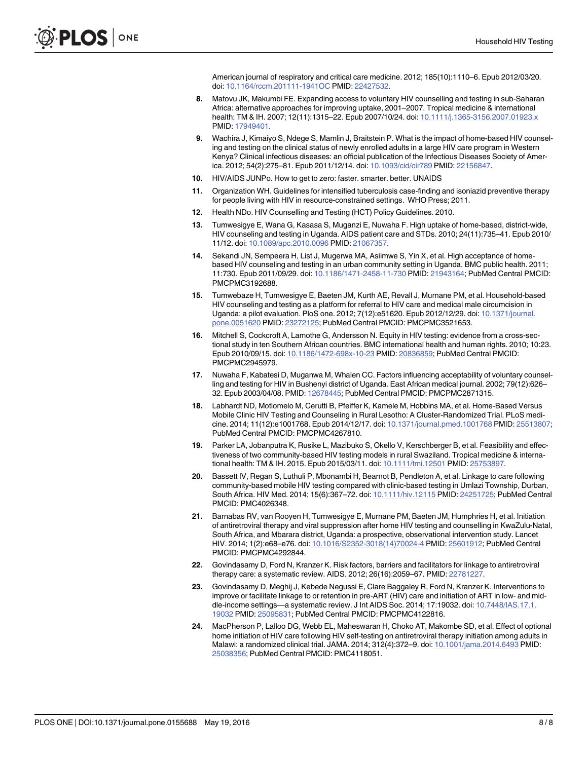American journal of respiratory and critical care medicine. 2012; 185(10):1110–6. Epub 2012/03/20. doi: 10.1164/rccm.201111-1941OC PMID: 22427532.

8. Matovu JK, Makumbi FE. Expanding access to voluntary HIV counselling and testing in sub-Saharan Africa: alternative approaches for improving uptake, 2001–2007. Tropical medicine & international health: TM & IH. 2007; 12(11):1315–22. Epub 2007/10/24. doi: 10.1111/j.1365-3156.2007.01923.x PMID: 17949401.
9. Wachira J, Kimaiyo S, Ndege S, Mamlin J, Braitstein P. What is the impact of home-based HIV counseling and testing on the clinical status of newly enrolled adults in a large HIV care program in Western Kenya? Clinical infectious diseases: an official publication of the Infectious Diseases Society of America. 2012; 54(2):275–81. Epub 2011/12/14. doi: 10.1093/cid/cir789 PMID: 22156847.
10. HIV/AIDS JUNPo. How to get to zero: faster. smarter. better. UNAIDS
11. Organization WH. Guidelines for intensified tuberculosis case-finding and isoniazid preventive therapy for people living with HIV in resource-constrained settings. WHO Press; 2011.
12. Health NDo. HIV Counselling and Testing (HCT) Policy Guidelines. 2010.
13. Tumwesigye E, Wana G, Kasasa S, Muganzi E, Nuwaha F. High uptake of home-based, district-wide, HIV counseling and testing in Uganda. AIDS patient care and STDs. 2010; 24(11):735–41. Epub 2010/11/12. doi: 10.1089/apc.2010.0096 PMID: 21067357.
14. Sekandi JN, Sempeera H, List J, Mugerwa MA, Asiimwe S, Yin X, et al. High acceptance of home-based HIV counseling and testing in an urban community setting in Uganda. BMC public health. 2011; 11:730. Epub 2011/09/29. doi: 10.1186/1471-2458-11-730 PMID: 21943164; PubMed Central PMCID: PMCPMC3192688.
15. Tumwebaze H, Tumwesigye E, Baeten JM, Kurth AE, Revall J, Murnane PM, et al. Household-based HIV counseling and testing as a platform for referral to HIV care and medical male circumcision in Uganda: a pilot evaluation. PloS one. 2012; 7(12):e51620. Epub 2012/12/29. doi: 10.1371/journal.pone.0051620 PMID: 23272125; PubMed Central PMCID: PMCPMC3521653.
16. Mitchell S, Cockcroft A, Lamothe G, Andersson N. Equity in HIV testing: evidence from a cross-sectional study in ten Southern African countries. BMC international health and human rights. 2010; 10:23. Epub 2010/09/15. doi: 10.1186/1472-698x-10-23 PMID: 20836859; PubMed Central PMCID: PMCPMC2945979.
17. Nuwaha F, Kabatesi D, Muganwa M, Whalen CC. Factors influencing acceptability of voluntary counselling and testing for HIV in Bushenyi district of Uganda. East African medical journal. 2002; 79(12):626–32. Epub 2003/04/08. PMID: 12678445; PubMed Central PMCID: PMCPMC2871315.
18. Labhardt ND, Motlomelo M, Cerutti B, Pfeiffer K, Kamele M, Hobbins MA, et al. Home-Based Versus Mobile Clinic HIV Testing and Counseling in Rural Lesotho: A Cluster-Randomized Trial. PLoS medicine. 2014; 11(12):e1001768. Epub 2014/12/17. doi: 10.1371/journal.pmed.1001768 PMID: 25513807; PubMed Central PMCID: PMCPMC4267810.
19. Parker LA, Jobanputra K, Rusike L, Mazibuko S, Okello V, Kerschberger B, et al. Feasibility and effectiveness of two community-based HIV testing models in rural Swaziland. Tropical medicine & international health: TM & IH. 2015. Epub 2015/03/11. doi: 10.1111/tmi.12501 PMID: 25753897.
20. Bassett IV, Regan S, Luthuli P, Mbonambi H, Bearnot B, Pendleton A, et al. Linkage to care following community-based mobile HIV testing compared with clinic-based testing in Umlazi Township, Durban, South Africa. HIV Med. 2014; 15(6):367–72. doi: 10.1111/hiv.12115 PMID: 24251725; PubMed Central PMCID: PMC4026348.
21. Barnabas RV, van Rooyen H, Tumwesigye E, Murnane PM, Baeten JM, Humphries H, et al. Initiation of antiretroviral therapy and viral suppression after home HIV testing and counselling in KwaZulu-Natal, South Africa, and Mbarara district, Uganda: a prospective, observational intervention study. Lancet HIV. 2014; 1(2):e68–e76. doi: 10.1016/S2352-3018(14)70024-4 PMID: 25601912; PubMed Central PMCID: PMCPMC4292844.
22. Govindasamy D, Ford N, Kranzer K. Risk factors, barriers and facilitators for linkage to antiretroviral therapy care: a systematic review. AIDS. 2012; 26(16):2059–67. PMID: 22781227.
23. Govindasamy D, Meghij J, Kebede Negussi E, Clare Baggaley R, Ford N, Kranzer K. Interventions to improve or facilitate linkage to or retention in pre-ART (HIV) care and initiation of ART in low- and middle-income settings—a systematic review. J Int AIDS Soc. 2014; 17:19032. doi: 10.7448/IAS.17.1.19032 PMID: 25095831; PubMed Central PMCID: PMCPMC4122816.
24. MacPherson P, Lalloo DG, Webb EL, Maheswaran H, Choko AT, Makombe SD, et al. Effect of optional home initiation of HIV care following HIV self-testing on antiretroviral therapy initiation among adults in Malawi: a randomized clinical trial. JAMA. 2014; 312(4):372–9. doi: 10.1001/jama.2014.6493 PMID: 25038356; PubMed Central PMCID: PMC4118051.